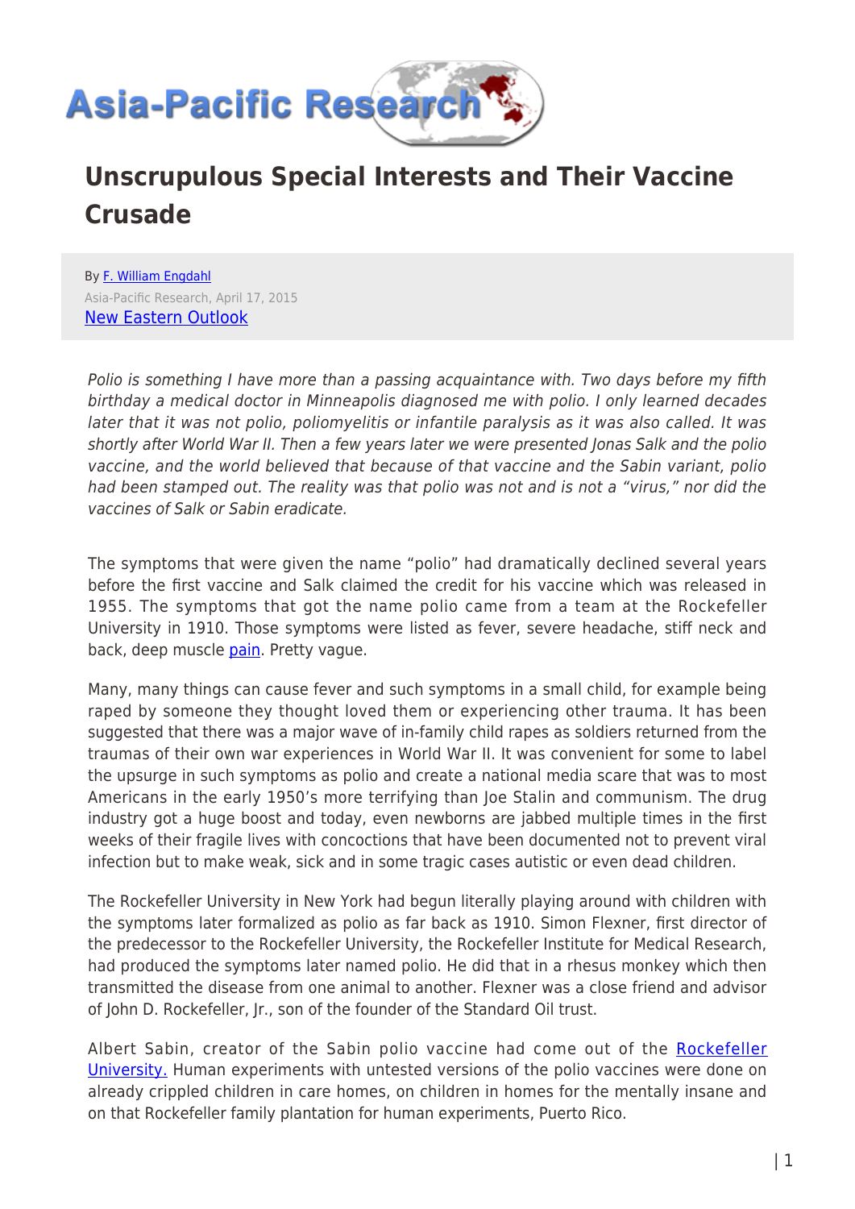# Unscrupulous Special Interests and Their Vaccine Crusade

By F. William Engdahl
Asia-Pacific Research, April 17, 2015
New Eastern Outlook

*Polio is something I have more than a passing acquaintance with. Two days before my fifth birthday a medical doctor in Minneapolis diagnosed me with polio. I only learned decades later that it was not polio, poliomyelitis or infantile paralysis as it was also called. It was shortly after World War II. Then a few years later we were presented Jonas Salk and the polio vaccine, and the world believed that because of that vaccine and the Sabin variant, polio had been stamped out. The reality was that polio was not and is not a "virus," nor did the vaccines of Salk or Sabin eradicate.*

The symptoms that were given the name "polio" had dramatically declined several years before the first vaccine and Salk claimed the credit for his vaccine which was released in 1955. The symptoms that got the name polio came from a team at the Rockefeller University in 1910. Those symptoms were listed as fever, severe headache, stiff neck and back, deep muscle pain. Pretty vague.

Many, many things can cause fever and such symptoms in a small child, for example being raped by someone they thought loved them or experiencing other trauma. It has been suggested that there was a major wave of in-family child rapes as soldiers returned from the traumas of their own war experiences in World War II. It was convenient for some to label the upsurge in such symptoms as polio and create a national media scare that was to most Americans in the early 1950's more terrifying than Joe Stalin and communism. The drug industry got a huge boost and today, even newborns are jabbed multiple times in the first weeks of their fragile lives with concoctions that have been documented not to prevent viral infection but to make weak, sick and in some tragic cases autistic or even dead children.

The Rockefeller University in New York had begun literally playing around with children with the symptoms later formalized as polio as far back as 1910. Simon Flexner, first director of the predecessor to the Rockefeller University, the Rockefeller Institute for Medical Research, had produced the symptoms later named polio. He did that in a rhesus monkey which then transmitted the disease from one animal to another. Flexner was a close friend and advisor of John D. Rockefeller, Jr., son of the founder of the Standard Oil trust.

Albert Sabin, creator of the Sabin polio vaccine had come out of the Rockefeller University. Human experiments with untested versions of the polio vaccines were done on already crippled children in care homes, on children in homes for the mentally insane and on that Rockefeller family plantation for human experiments, Puerto Rico.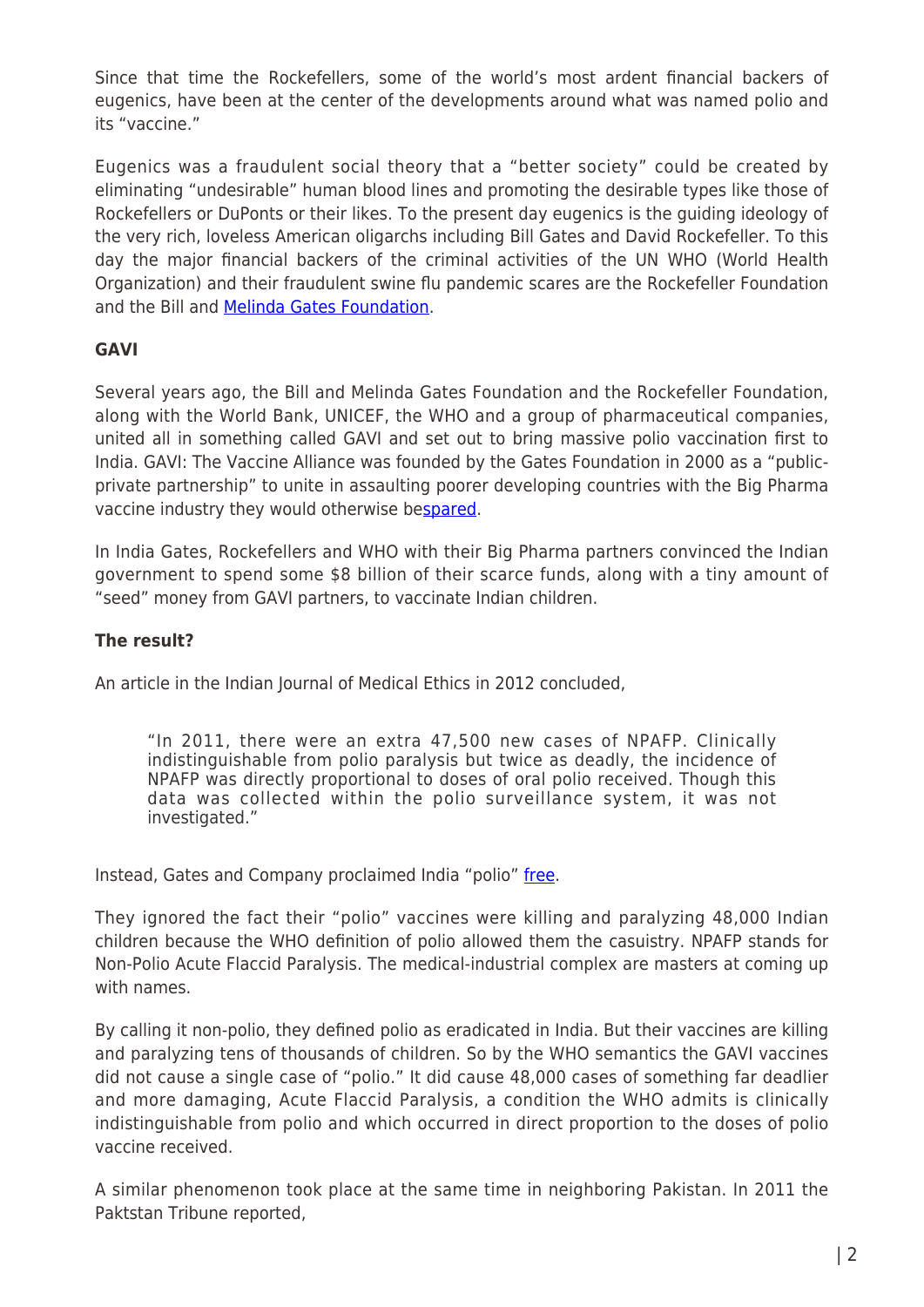Since that time the Rockefellers, some of the world's most ardent financial backers of eugenics, have been at the center of the developments around what was named polio and its "vaccine."

Eugenics was a fraudulent social theory that a "better society" could be created by eliminating "undesirable" human blood lines and promoting the desirable types like those of Rockefellers or DuPonts or their likes. To the present day eugenics is the guiding ideology of the very rich, loveless American oligarchs including Bill Gates and David Rockefeller. To this day the major financial backers of the criminal activities of the UN WHO (World Health Organization) and their fraudulent swine flu pandemic scares are the Rockefeller Foundation and the Bill and Melinda Gates Foundation.

**GAVI**

Several years ago, the Bill and Melinda Gates Foundation and the Rockefeller Foundation, along with the World Bank, UNICEF, the WHO and a group of pharmaceutical companies, united all in something called GAVI and set out to bring massive polio vaccination first to India. GAVI: The Vaccine Alliance was founded by the Gates Foundation in 2000 as a "public-private partnership" to unite in assaulting poorer developing countries with the Big Pharma vaccine industry they would otherwise bespared.

In India Gates, Rockefellers and WHO with their Big Pharma partners convinced the Indian government to spend some $8 billion of their scarce funds, along with a tiny amount of "seed" money from GAVI partners, to vaccinate Indian children.

**The result?**

An article in the Indian Journal of Medical Ethics in 2012 concluded,

> "In 2011, there were an extra 47,500 new cases of NPAFP. Clinically indistinguishable from polio paralysis but twice as deadly, the incidence of NPAFP was directly proportional to doses of oral polio received. Though this data was collected within the polio surveillance system, it was not investigated."

Instead, Gates and Company proclaimed India "polio" free.

They ignored the fact their "polio" vaccines were killing and paralyzing 48,000 Indian children because the WHO definition of polio allowed them the casuistry. NPAFP stands for Non-Polio Acute Flaccid Paralysis. The medical-industrial complex are masters at coming up with names.

By calling it non-polio, they defined polio as eradicated in India. But their vaccines are killing and paralyzing tens of thousands of children. So by the WHO semantics the GAVI vaccines did not cause a single case of "polio." It did cause 48,000 cases of something far deadlier and more damaging, Acute Flaccid Paralysis, a condition the WHO admits is clinically indistinguishable from polio and which occurred in direct proportion to the doses of polio vaccine received.

A similar phenomenon took place at the same time in neighboring Pakistan. In 2011 the Paktstan Tribune reported,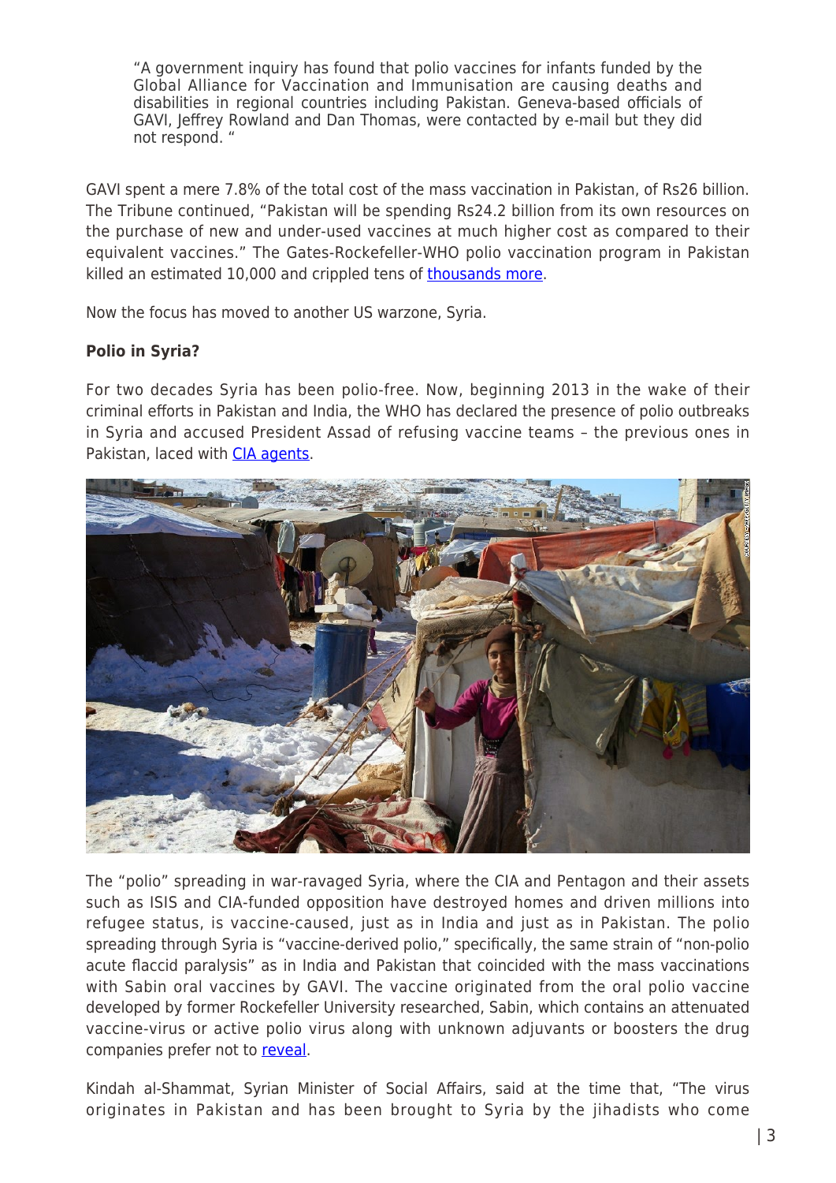> "A government inquiry has found that polio vaccines for infants funded by the Global Alliance for Vaccination and Immunisation are causing deaths and disabilities in regional countries including Pakistan. Geneva-based officials of GAVI, Jeffrey Rowland and Dan Thomas, were contacted by e-mail but they did not respond. "

GAVI spent a mere 7.8% of the total cost of the mass vaccination in Pakistan, of Rs26 billion. The Tribune continued, "Pakistan will be spending Rs24.2 billion from its own resources on the purchase of new and under-used vaccines at much higher cost as compared to their equivalent vaccines." The Gates-Rockefeller-WHO polio vaccination program in Pakistan killed an estimated 10,000 and crippled tens of thousands more.

Now the focus has moved to another US warzone, Syria.

**Polio in Syria?**

For two decades Syria has been polio-free. Now, beginning 2013 in the wake of their criminal efforts in Pakistan and India, the WHO has declared the presence of polio outbreaks in Syria and accused President Assad of refusing vaccine teams – the previous ones in Pakistan, laced with CIA agents.

The "polio" spreading in war-ravaged Syria, where the CIA and Pentagon and their assets such as ISIS and CIA-funded opposition have destroyed homes and driven millions into refugee status, is vaccine-caused, just as in India and just as in Pakistan. The polio spreading through Syria is "vaccine-derived polio," specifically, the same strain of "non-polio acute flaccid paralysis" as in India and Pakistan that coincided with the mass vaccinations with Sabin oral vaccines by GAVI. The vaccine originated from the oral polio vaccine developed by former Rockefeller University researched, Sabin, which contains an attenuated vaccine-virus or active polio virus along with unknown adjuvants or boosters the drug companies prefer not to reveal.

Kindah al-Shammat, Syrian Minister of Social Affairs, said at the time that, "The virus originates in Pakistan and has been brought to Syria by the jihadists who come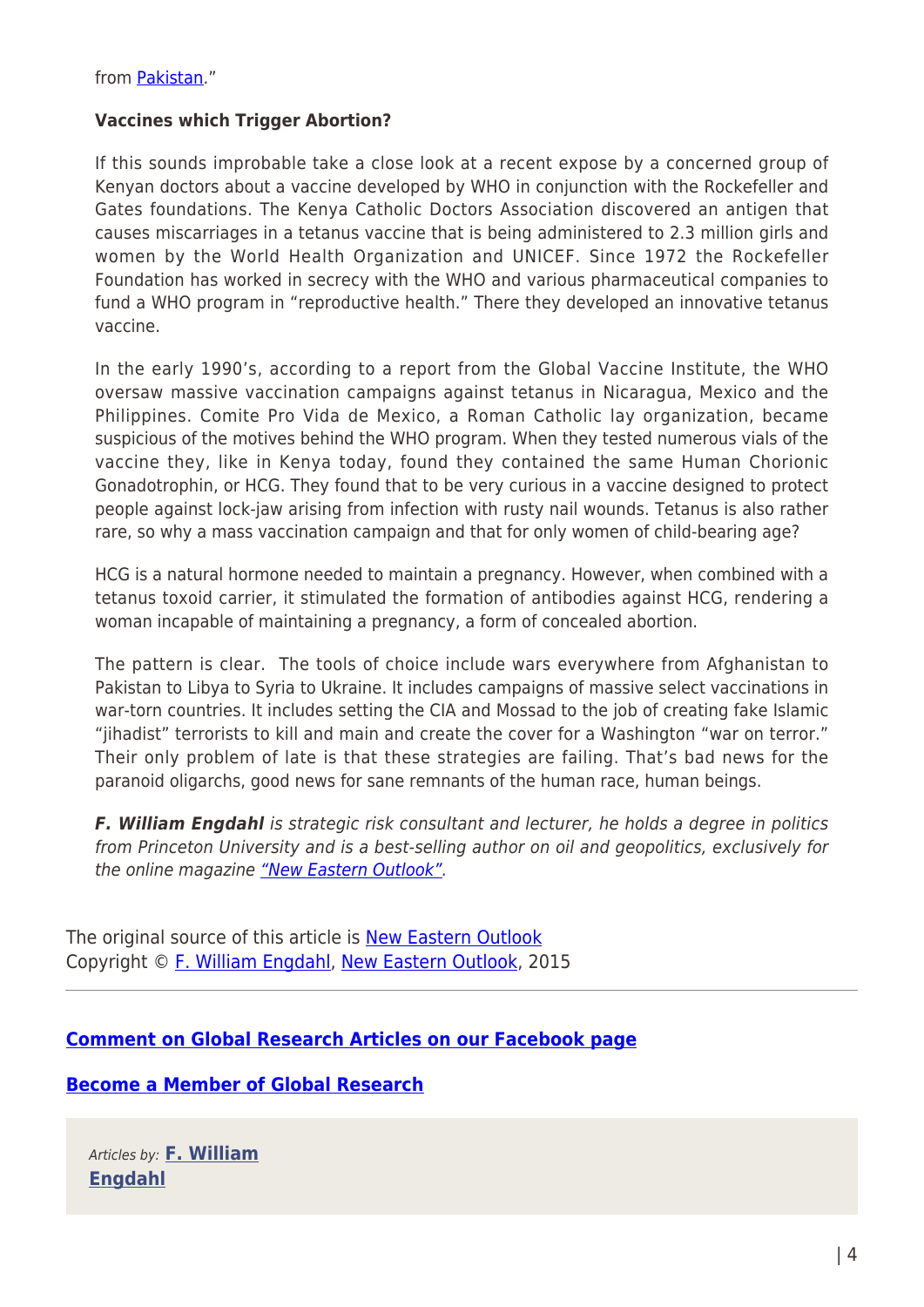from Pakistan."

**Vaccines which Trigger Abortion?**

If this sounds improbable take a close look at a recent expose by a concerned group of Kenyan doctors about a vaccine developed by WHO in conjunction with the Rockefeller and Gates foundations. The Kenya Catholic Doctors Association discovered an antigen that causes miscarriages in a tetanus vaccine that is being administered to 2.3 million girls and women by the World Health Organization and UNICEF. Since 1972 the Rockefeller Foundation has worked in secrecy with the WHO and various pharmaceutical companies to fund a WHO program in "reproductive health." There they developed an innovative tetanus vaccine.

In the early 1990's, according to a report from the Global Vaccine Institute, the WHO oversaw massive vaccination campaigns against tetanus in Nicaragua, Mexico and the Philippines. Comite Pro Vida de Mexico, a Roman Catholic lay organization, became suspicious of the motives behind the WHO program. When they tested numerous vials of the vaccine they, like in Kenya today, found they contained the same Human Chorionic Gonadotrophin, or HCG. They found that to be very curious in a vaccine designed to protect people against lock-jaw arising from infection with rusty nail wounds. Tetanus is also rather rare, so why a mass vaccination campaign and that for only women of child-bearing age?

HCG is a natural hormone needed to maintain a pregnancy. However, when combined with a tetanus toxoid carrier, it stimulated the formation of antibodies against HCG, rendering a woman incapable of maintaining a pregnancy, a form of concealed abortion.

The pattern is clear. The tools of choice include wars everywhere from Afghanistan to Pakistan to Libya to Syria to Ukraine. It includes campaigns of massive select vaccinations in war-torn countries. It includes setting the CIA and Mossad to the job of creating fake Islamic "jihadist" terrorists to kill and main and create the cover for a Washington "war on terror." Their only problem of late is that these strategies are failing. That's bad news for the paranoid oligarchs, good news for sane remnants of the human race, human beings.

***F. William Engdahl*** *is strategic risk consultant and lecturer, he holds a degree in politics from Princeton University and is a best-selling author on oil and geopolitics, exclusively for the online magazine "New Eastern Outlook".*

The original source of this article is New Eastern Outlook
Copyright © F. William Engdahl, New Eastern Outlook, 2015

---

**Comment on Global Research Articles on our Facebook page**

**Become a Member of Global Research**

*Articles by:* **F. William Engdahl**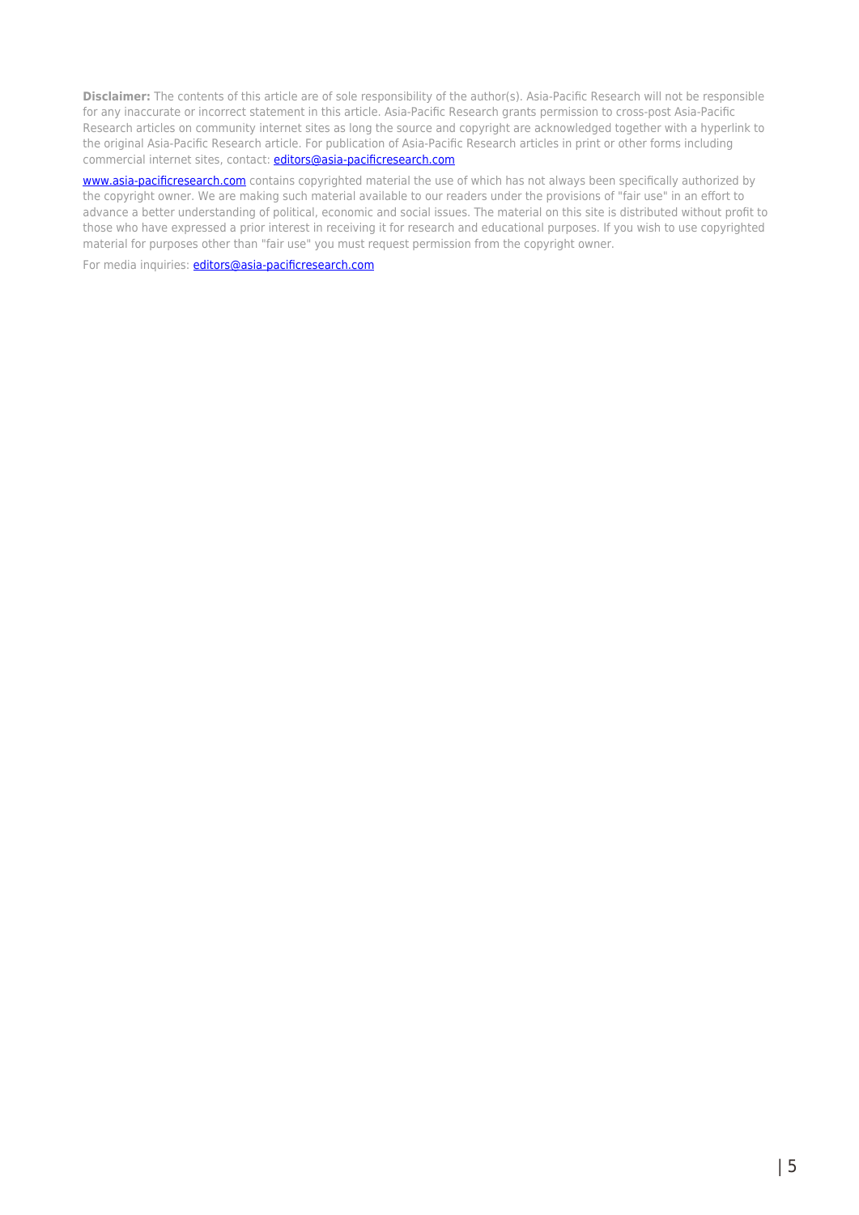**Disclaimer:** The contents of this article are of sole responsibility of the author(s). Asia-Pacific Research will not be responsible for any inaccurate or incorrect statement in this article. Asia-Pacific Research grants permission to cross-post Asia-Pacific Research articles on community internet sites as long the source and copyright are acknowledged together with a hyperlink to the original Asia-Pacific Research article. For publication of Asia-Pacific Research articles in print or other forms including commercial internet sites, contact: editors@asia-pacificresearch.com

www.asia-pacificresearch.com contains copyrighted material the use of which has not always been specifically authorized by the copyright owner. We are making such material available to our readers under the provisions of "fair use" in an effort to advance a better understanding of political, economic and social issues. The material on this site is distributed without profit to those who have expressed a prior interest in receiving it for research and educational purposes. If you wish to use copyrighted material for purposes other than "fair use" you must request permission from the copyright owner.

For media inquiries: editors@asia-pacificresearch.com